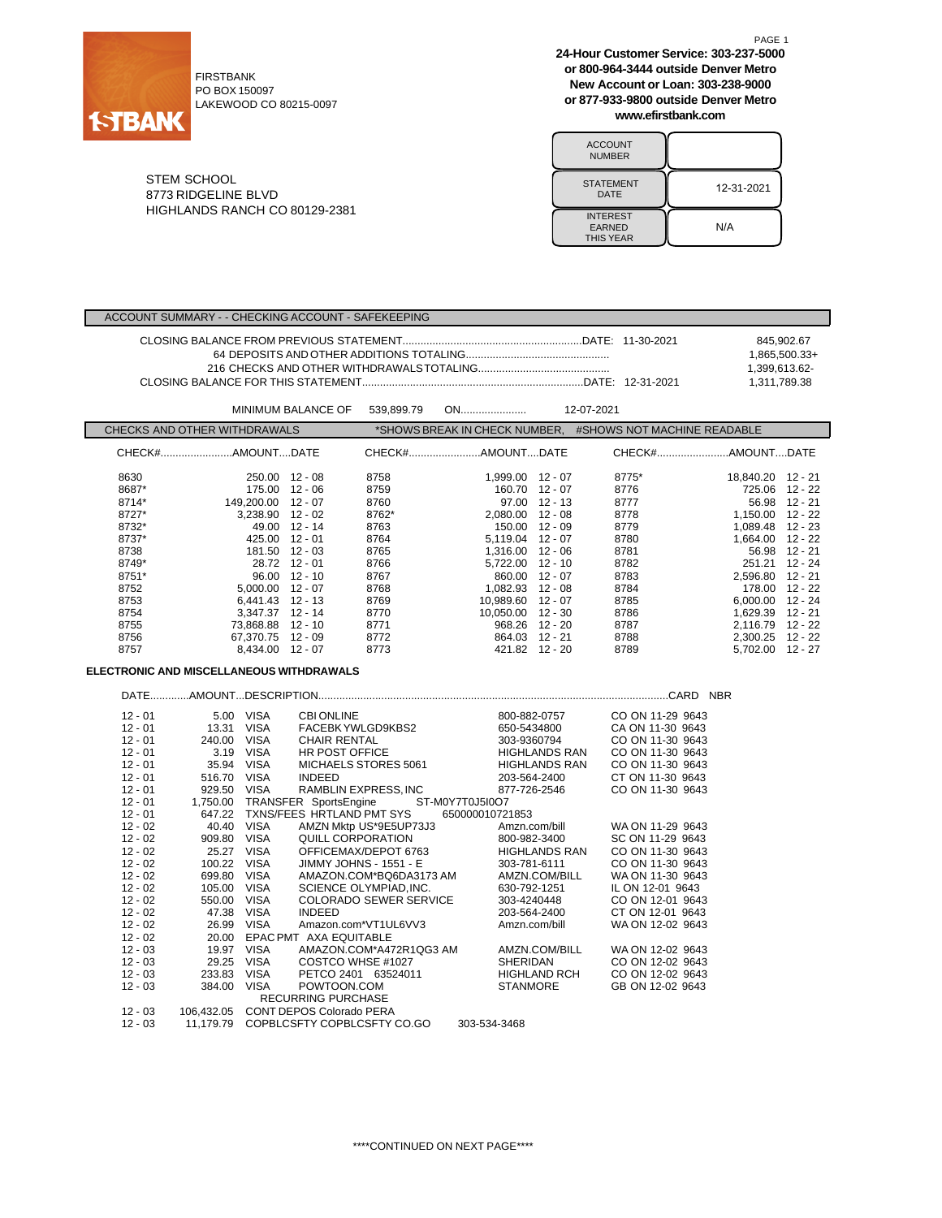FIRSTBANK
PO BOX 150097
LAKEWOOD CO 80215-0097

**24-Hour Customer Service: 303-237-5000**
**or 800-964-3444 outside Denver Metro**
**New Account or Loan: 303-238-9000**
**or 877-933-9800 outside Denver Metro**
**www.efirstbank.com**

STEM SCHOOL
8773 RIDGELINE BLVD
HIGHLANDS RANCH CO 80129-2381

| ACCOUNT NUMBER | |
|---|---|
| STATEMENT DATE | 12-31-2021 |
| INTEREST EARNED THIS YEAR | N/A |

## ACCOUNT SUMMARY - - CHECKING ACCOUNT - SAFEKEEPING

| | | |
|---|---|---|
| CLOSING BALANCE FROM PREVIOUS STATEMENT | DATE: 11-30-2021 | 845,902.67 |
| 64 DEPOSITS AND OTHER ADDITIONS TOTALING | | 1,865,500.33+ |
| 216 CHECKS AND OTHER WITHDRAWALS TOTALING | | 1,399,613.62- |
| CLOSING BALANCE FOR THIS STATEMENT | DATE: 12-31-2021 | 1,311,789.38 |

MINIMUM BALANCE OF 539,899.79 ON 12-07-2021

## CHECKS AND OTHER WITHDRAWALS

*SHOWS BREAK IN CHECK NUMBER, #SHOWS NOT MACHINE READABLE

| CHECK# | AMOUNT | DATE | CHECK# | AMOUNT | DATE | CHECK# | AMOUNT | DATE |
|---|---|---|---|---|---|---|---|---|
| 8630 | 250.00 | 12 - 08 | 8758 | 1,999.00 | 12 - 07 | 8775* | 18,840.20 | 12 - 21 |
| 8687* | 175.00 | 12 - 06 | 8759 | 160.70 | 12 - 07 | 8776 | 725.06 | 12 - 22 |
| 8714* | 149,200.00 | 12 - 07 | 8760 | 97.00 | 12 - 13 | 8777 | 56.98 | 12 - 21 |
| 8727* | 3,238.90 | 12 - 02 | 8762* | 2,080.00 | 12 - 08 | 8778 | 1,150.00 | 12 - 22 |
| 8732* | 49.00 | 12 - 14 | 8763 | 150.00 | 12 - 09 | 8779 | 1,089.48 | 12 - 23 |
| 8737* | 425.00 | 12 - 01 | 8764 | 5,119.04 | 12 - 07 | 8780 | 1,664.00 | 12 - 22 |
| 8738 | 181.50 | 12 - 03 | 8765 | 1,316.00 | 12 - 06 | 8781 | 56.98 | 12 - 21 |
| 8749* | 28.72 | 12 - 01 | 8766 | 5,722.00 | 12 - 10 | 8782 | 251.21 | 12 - 24 |
| 8751* | 96.00 | 12 - 10 | 8767 | 860.00 | 12 - 07 | 8783 | 2,596.80 | 12 - 21 |
| 8752 | 5,000.00 | 12 - 07 | 8768 | 1,082.93 | 12 - 08 | 8784 | 178.00 | 12 - 22 |
| 8753 | 6,441.43 | 12 - 13 | 8769 | 10,989.60 | 12 - 07 | 8785 | 6,000.00 | 12 - 24 |
| 8754 | 3,347.37 | 12 - 14 | 8770 | 10,050.00 | 12 - 30 | 8786 | 1,629.39 | 12 - 21 |
| 8755 | 73,868.88 | 12 - 10 | 8771 | 968.26 | 12 - 20 | 8787 | 2,116.79 | 12 - 22 |
| 8756 | 67,370.75 | 12 - 09 | 8772 | 864.03 | 12 - 21 | 8788 | 2,300.25 | 12 - 22 |
| 8757 | 8,434.00 | 12 - 07 | 8773 | 421.82 | 12 - 20 | 8789 | 5,702.00 | 12 - 27 |

**ELECTRONIC AND MISCELLANEOUS WITHDRAWALS**

| DATE | AMOUNT | DESCRIPTION | | | CARD NBR |
|---|---|---|---|---|---|
| 12 - 01 | 5.00 | VISA | CBI ONLINE | 800-882-0757 | CO ON 11-29 9643 |
| 12 - 01 | 13.31 | VISA | FACEBK YWLGD9KBS2 | 650-5434800 | CA ON 11-30 9643 |
| 12 - 01 | 240.00 | VISA | CHAIR RENTAL | 303-9360794 | CO ON 11-30 9643 |
| 12 - 01 | 3.19 | VISA | HR POST OFFICE | HIGHLANDS RAN | CO ON 11-30 9643 |
| 12 - 01 | 35.94 | VISA | MICHAELS STORES 5061 | HIGHLANDS RAN | CO ON 11-30 9643 |
| 12 - 01 | 516.70 | VISA | INDEED | 203-564-2400 | CT ON 11-30 9643 |
| 12 - 01 | 929.50 | VISA | RAMBLIN EXPRESS, INC | 877-726-2546 | CO ON 11-30 9643 |
| 12 - 01 | 1,750.00 | TRANSFER SportsEngine | ST-M0Y7T0J5I0O7 | | |
| 12 - 01 | 647.22 | TXNS/FEES HRTLAND PMT SYS | 650000010721853 | | |
| 12 - 02 | 40.40 | VISA | AMZN Mktp US*9E5UP73J3 | Amzn.com/bill | WA ON 11-29 9643 |
| 12 - 02 | 909.80 | VISA | QUILL CORPORATION | 800-982-3400 | SC ON 11-29 9643 |
| 12 - 02 | 25.27 | VISA | OFFICEMAX/DEPOT 6763 | HIGHLANDS RAN | CO ON 11-30 9643 |
| 12 - 02 | 100.22 | VISA | JIMMY JOHNS - 1551 - E | 303-781-6111 | CO ON 11-30 9643 |
| 12 - 02 | 699.80 | VISA | AMAZON.COM*BQ6DA3173 AM | AMZN.COM/BILL | WA ON 11-30 9643 |
| 12 - 02 | 105.00 | VISA | SCIENCE OLYMPIAD,INC. | 630-792-1251 | IL ON 12-01 9643 |
| 12 - 02 | 550.00 | VISA | COLORADO SEWER SERVICE | 303-4240448 | CO ON 12-01 9643 |
| 12 - 02 | 47.38 | VISA | INDEED | 203-564-2400 | CT ON 12-01 9643 |
| 12 - 02 | 26.99 | VISA | Amazon.com*VT1UL6VV3 | Amzn.com/bill | WA ON 12-02 9643 |
| 12 - 02 | 20.00 | EPAC PMT AXA EQUITABLE | | | |
| 12 - 03 | 19.97 | VISA | AMAZON.COM*A472R1QG3 AM | AMZN.COM/BILL | WA ON 12-02 9643 |
| 12 - 03 | 29.25 | VISA | COSTCO WHSE #1027 | SHERIDAN | CO ON 12-02 9643 |
| 12 - 03 | 233.83 | VISA | PETCO 2401 63524011 | HIGHLAND RCH | CO ON 12-02 9643 |
| 12 - 03 | 384.00 | VISA | POWTOON.COM RECURRING PURCHASE | STANMORE | GB ON 12-02 9643 |
| 12 - 03 | 106,432.05 | CONT DEPOS Colorado PERA | | | |
| 12 - 03 | 11,179.79 | COPBLCSFTY COPBLCSFTY CO.GO | 303-534-3468 | | |

****CONTINUED ON NEXT PAGE****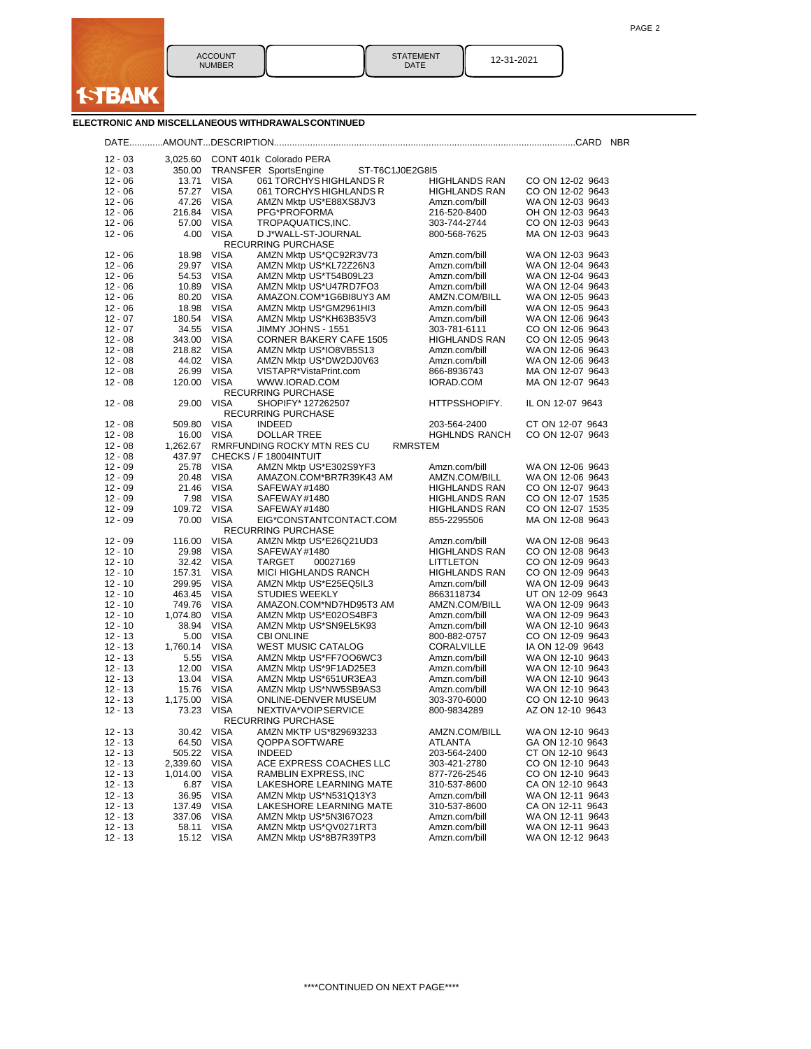**1STBANK**

| ACCOUNT NUMBER | | STATEMENT DATE | 12-31-2021 |
|---|---|---|---|

## ELECTRONIC AND MISCELLANEOUS WITHDRAWALS CONTINUED

| DATE | AMOUNT | DESCRIPTION | | | CARD NBR |
|---|---|---|---|---|---|
| 12 - 03 | 3,025.60 | CONT 401k Colorado PERA | | | |
| 12 - 03 | 350.00 | TRANSFER SportsEngine | ST-T6C1J0E2G8I5 | | |
| 12 - 06 | 13.71 | VISA 061 TORCHYS HIGHLANDS R | HIGHLANDS RAN | CO ON 12-02 | 9643 |
| 12 - 06 | 57.27 | VISA 061 TORCHYS HIGHLANDS R | HIGHLANDS RAN | CO ON 12-02 | 9643 |
| 12 - 06 | 47.26 | VISA AMZN Mktp US*E88XS8JV3 | Amzn.com/bill | WA ON 12-03 | 9643 |
| 12 - 06 | 216.84 | VISA PFG*PROFORMA | 216-520-8400 | OH ON 12-03 | 9643 |
| 12 - 06 | 57.00 | VISA TROPAQUATICS,INC. | 303-744-2744 | CO ON 12-03 | 9643 |
| 12 - 06 | 4.00 | VISA D J*WALL-ST-JOURNAL RECURRING PURCHASE | 800-568-7625 | MA ON 12-03 | 9643 |
| 12 - 06 | 18.98 | VISA AMZN Mktp US*QC92R3V73 | Amzn.com/bill | WA ON 12-03 | 9643 |
| 12 - 06 | 29.97 | VISA AMZN Mktp US*KL72Z26N3 | Amzn.com/bill | WA ON 12-04 | 9643 |
| 12 - 06 | 54.53 | VISA AMZN Mktp US*T54B09L23 | Amzn.com/bill | WA ON 12-04 | 9643 |
| 12 - 06 | 10.89 | VISA AMZN Mktp US*U47RD7FO3 | Amzn.com/bill | WA ON 12-04 | 9643 |
| 12 - 06 | 80.20 | VISA AMAZON.COM*1G6BI8UY3 AM | AMZN.COM/BILL | WA ON 12-05 | 9643 |
| 12 - 06 | 18.98 | VISA AMZN Mktp US*GM2961HI3 | Amzn.com/bill | WA ON 12-05 | 9643 |
| 12 - 07 | 180.54 | VISA AMZN Mktp US*KH63B35V3 | Amzn.com/bill | WA ON 12-06 | 9643 |
| 12 - 07 | 34.55 | VISA JIMMY JOHNS - 1551 | 303-781-6111 | CO ON 12-06 | 9643 |
| 12 - 08 | 343.00 | VISA CORNER BAKERY CAFE 1505 | HIGHLANDS RAN | CO ON 12-05 | 9643 |
| 12 - 08 | 218.82 | VISA AMZN Mktp US*IO8VB5S13 | Amzn.com/bill | WA ON 12-06 | 9643 |
| 12 - 08 | 44.02 | VISA AMZN Mktp US*DW2DJ0V63 | Amzn.com/bill | WA ON 12-06 | 9643 |
| 12 - 08 | 26.99 | VISA VISTAPR*VistaPrint.com | 866-8936743 | MA ON 12-07 | 9643 |
| 12 - 08 | 120.00 | VISA WWW.IORAD.COM RECURRING PURCHASE | IORAD.COM | MA ON 12-07 | 9643 |
| 12 - 08 | 29.00 | VISA SHOPIFY* 127262507 RECURRING PURCHASE | HTTPSSHOPIFY. | IL ON 12-07 | 9643 |
| 12 - 08 | 509.80 | VISA INDEED | 203-564-2400 | CT ON 12-07 | 9643 |
| 12 - 08 | 16.00 | VISA DOLLAR TREE | HGHLNDS RANCH | CO ON 12-07 | 9643 |
| 12 - 08 | 1,262.67 | RMRFUNDING ROCKY MTN RES CU | RMRSTEM | | |
| 12 - 08 | 437.97 | CHECKS / F 18004INTUIT | | | |
| 12 - 09 | 25.78 | VISA AMZN Mktp US*E302S9YF3 | Amzn.com/bill | WA ON 12-06 | 9643 |
| 12 - 09 | 20.48 | VISA AMAZON.COM*BR7R39K43 AM | AMZN.COM/BILL | WA ON 12-06 | 9643 |
| 12 - 09 | 21.46 | VISA SAFEWAY #1480 | HIGHLANDS RAN | CO ON 12-07 | 9643 |
| 12 - 09 | 7.98 | VISA SAFEWAY #1480 | HIGHLANDS RAN | CO ON 12-07 | 1535 |
| 12 - 09 | 109.72 | VISA SAFEWAY #1480 | HIGHLANDS RAN | CO ON 12-07 | 1535 |
| 12 - 09 | 70.00 | VISA EIG*CONSTANTCONTACT.COM RECURRING PURCHASE | 855-2295506 | MA ON 12-08 | 9643 |
| 12 - 09 | 116.00 | VISA AMZN Mktp US*E26Q21UD3 | Amzn.com/bill | WA ON 12-08 | 9643 |
| 12 - 10 | 29.98 | VISA SAFEWAY #1480 | HIGHLANDS RAN | CO ON 12-08 | 9643 |
| 12 - 10 | 32.42 | VISA TARGET 00027169 | LITTLETON | CO ON 12-09 | 9643 |
| 12 - 10 | 157.31 | VISA MICI HIGHLANDS RANCH | HIGHLANDS RAN | CO ON 12-09 | 9643 |
| 12 - 10 | 299.95 | VISA AMZN Mktp US*E25EQ5IL3 | Amzn.com/bill | WA ON 12-09 | 9643 |
| 12 - 10 | 463.45 | VISA STUDIES WEEKLY | 8663118734 | UT ON 12-09 | 9643 |
| 12 - 10 | 749.76 | VISA AMAZON.COM*ND7HD95T3 AM | AMZN.COM/BILL | WA ON 12-09 | 9643 |
| 12 - 10 | 1,074.80 | VISA AMZN Mktp US*E02OS4BF3 | Amzn.com/bill | WA ON 12-09 | 9643 |
| 12 - 10 | 38.94 | VISA AMZN Mktp US*SN9EL5K93 | Amzn.com/bill | WA ON 12-10 | 9643 |
| 12 - 13 | 5.00 | VISA CBI ONLINE | 800-882-0757 | CO ON 12-09 | 9643 |
| 12 - 13 | 1,760.14 | VISA WEST MUSIC CATALOG | CORALVILLE | IA ON 12-09 | 9643 |
| 12 - 13 | 5.55 | VISA AMZN Mktp US*FF7OO6WC3 | Amzn.com/bill | WA ON 12-10 | 9643 |
| 12 - 13 | 12.00 | VISA AMZN Mktp US*9F1AD25E3 | Amzn.com/bill | WA ON 12-10 | 9643 |
| 12 - 13 | 13.04 | VISA AMZN Mktp US*651UR3EA3 | Amzn.com/bill | WA ON 12-10 | 9643 |
| 12 - 13 | 15.76 | VISA AMZN Mktp US*NW5SB9AS3 | Amzn.com/bill | WA ON 12-10 | 9643 |
| 12 - 13 | 1,175.00 | VISA ONLINE-DENVER MUSEUM | 303-370-6000 | CO ON 12-10 | 9643 |
| 12 - 13 | 73.23 | VISA NEXTIVA*VOIP SERVICE RECURRING PURCHASE | 800-9834289 | AZ ON 12-10 | 9643 |
| 12 - 13 | 30.42 | VISA AMZN MKTP US*829693233 | AMZN.COM/BILL | WA ON 12-10 | 9643 |
| 12 - 13 | 64.50 | VISA QOPPA SOFTWARE | ATLANTA | GA ON 12-10 | 9643 |
| 12 - 13 | 505.22 | VISA INDEED | 203-564-2400 | CT ON 12-10 | 9643 |
| 12 - 13 | 2,339.60 | VISA ACE EXPRESS COACHES LLC | 303-421-2780 | CO ON 12-10 | 9643 |
| 12 - 13 | 1,014.00 | VISA RAMBLIN EXPRESS, INC | 877-726-2546 | CO ON 12-10 | 9643 |
| 12 - 13 | 6.87 | VISA LAKESHORE LEARNING MATE | 310-537-8600 | CA ON 12-10 | 9643 |
| 12 - 13 | 36.95 | VISA AMZN Mktp US*N531Q13Y3 | Amzn.com/bill | WA ON 12-11 | 9643 |
| 12 - 13 | 137.49 | VISA LAKESHORE LEARNING MATE | 310-537-8600 | CA ON 12-11 | 9643 |
| 12 - 13 | 337.06 | VISA AMZN Mktp US*5N3I67O23 | Amzn.com/bill | WA ON 12-11 | 9643 |
| 12 - 13 | 58.11 | VISA AMZN Mktp US*QV0271RT3 | Amzn.com/bill | WA ON 12-11 | 9643 |
| 12 - 13 | 15.12 | VISA AMZN Mktp US*8B7R39TP3 | Amzn.com/bill | WA ON 12-12 | 9643 |

****CONTINUED ON NEXT PAGE****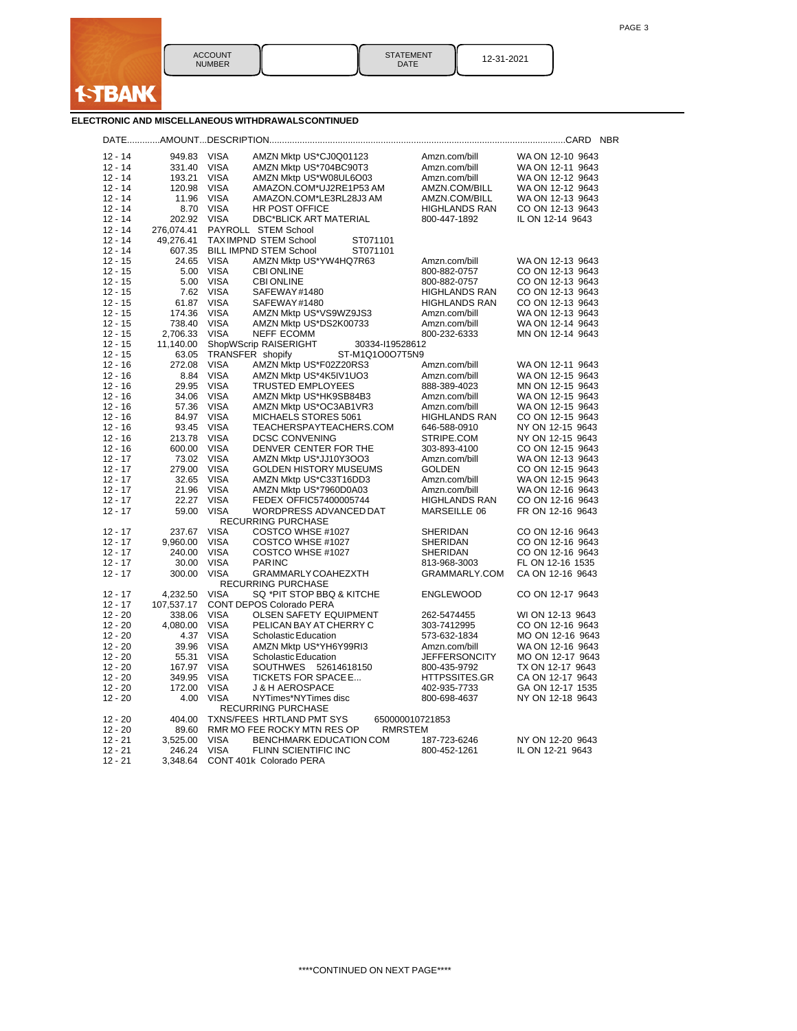1STBANK

| ACCOUNT NUMBER | | STATEMENT DATE | 12-31-2021 |
|---|---|---|---|

## ELECTRONIC AND MISCELLANEOUS WITHDRAWALS CONTINUED

| DATE | AMOUNT | DESCRIPTION | | | CARD NBR |
|---|---|---|---|---|---|
| 12 - 14 | 949.83 | VISA | AMZN Mktp US*CJ0Q01123 | Amzn.com/bill | WA ON 12-10 9643 |
| 12 - 14 | 331.40 | VISA | AMZN Mktp US*704BC90T3 | Amzn.com/bill | WA ON 12-11 9643 |
| 12 - 14 | 193.21 | VISA | AMZN Mktp US*W08UL6O03 | Amzn.com/bill | WA ON 12-12 9643 |
| 12 - 14 | 120.98 | VISA | AMAZON.COM*UJ2RE1P53 AM | AMZN.COM/BILL | WA ON 12-12 9643 |
| 12 - 14 | 11.96 | VISA | AMAZON.COM*LE3RL28J3 AM | AMZN.COM/BILL | WA ON 12-13 9643 |
| 12 - 14 | 8.70 | VISA | HR POST OFFICE | HIGHLANDS RAN | CO ON 12-13 9643 |
| 12 - 14 | 202.92 | VISA | DBC*BLICK ART MATERIAL | 800-447-1892 | IL ON 12-14 9643 |
| 12 - 14 | 276,074.41 | PAYROLL STEM School | | | |
| 12 - 14 | 49,276.41 | TAX IMPND STEM School ST071101 | | | |
| 12 - 14 | 607.35 | BILL IMPND STEM School ST071101 | | | |
| 12 - 15 | 24.65 | VISA | AMZN Mktp US*YW4HQ7R63 | Amzn.com/bill | WA ON 12-13 9643 |
| 12 - 15 | 5.00 | VISA | CBI ONLINE | 800-882-0757 | CO ON 12-13 9643 |
| 12 - 15 | 5.00 | VISA | CBI ONLINE | 800-882-0757 | CO ON 12-13 9643 |
| 12 - 15 | 7.62 | VISA | SAFEWAY #1480 | HIGHLANDS RAN | CO ON 12-13 9643 |
| 12 - 15 | 61.87 | VISA | SAFEWAY #1480 | HIGHLANDS RAN | CO ON 12-13 9643 |
| 12 - 15 | 174.36 | VISA | AMZN Mktp US*VS9WZ9JS3 | Amzn.com/bill | WA ON 12-13 9643 |
| 12 - 15 | 738.40 | VISA | AMZN Mktp US*DS2K00733 | Amzn.com/bill | WA ON 12-14 9643 |
| 12 - 15 | 2,706.33 | VISA | NEFF ECOMM | 800-232-6333 | MN ON 12-14 9643 |
| 12 - 15 | 11,140.00 | ShopWScrip RAISERIGHT 30334-I19528612 | | | |
| 12 - 15 | 63.05 | TRANSFER shopify ST-M1Q1O0O7T5N9 | | | |
| 12 - 16 | 272.08 | VISA | AMZN Mktp US*F02Z20RS3 | Amzn.com/bill | WA ON 12-11 9643 |
| 12 - 16 | 8.84 | VISA | AMZN Mktp US*4K5IV1UO3 | Amzn.com/bill | WA ON 12-15 9643 |
| 12 - 16 | 29.95 | VISA | TRUSTED EMPLOYEES | 888-389-4023 | MN ON 12-15 9643 |
| 12 - 16 | 34.06 | VISA | AMZN Mktp US*HK9SB84B3 | Amzn.com/bill | WA ON 12-15 9643 |
| 12 - 16 | 57.36 | VISA | AMZN Mktp US*OC3AB1VR3 | Amzn.com/bill | WA ON 12-15 9643 |
| 12 - 16 | 84.97 | VISA | MICHAELS STORES 5061 | HIGHLANDS RAN | CO ON 12-15 9643 |
| 12 - 16 | 93.45 | VISA | TEACHERSPAYTEACHERS.COM | 646-588-0910 | NY ON 12-15 9643 |
| 12 - 16 | 213.78 | VISA | DCSC CONVENING | STRIPE.COM | NY ON 12-15 9643 |
| 12 - 16 | 600.00 | VISA | DENVER CENTER FOR THE | 303-893-4100 | CO ON 12-15 9643 |
| 12 - 17 | 73.02 | VISA | AMZN Mktp US*JJ10Y3OO3 | Amzn.com/bill | WA ON 12-13 9643 |
| 12 - 17 | 279.00 | VISA | GOLDEN HISTORY MUSEUMS | GOLDEN | CO ON 12-15 9643 |
| 12 - 17 | 32.65 | VISA | AMZN Mktp US*C33T16DD3 | Amzn.com/bill | WA ON 12-15 9643 |
| 12 - 17 | 21.96 | VISA | AMZN Mktp US*7960D0A03 | Amzn.com/bill | WA ON 12-16 9643 |
| 12 - 17 | 22.27 | VISA | FEDEX OFFIC57400005744 | HIGHLANDS RAN | CO ON 12-16 9643 |
| 12 - 17 | 59.00 | VISA | WORDPRESS ADVANCED DAT RECURRING PURCHASE | MARSEILLE 06 | FR ON 12-16 9643 |
| 12 - 17 | 237.67 | VISA | COSTCO WHSE #1027 | SHERIDAN | CO ON 12-16 9643 |
| 12 - 17 | 9,960.00 | VISA | COSTCO WHSE #1027 | SHERIDAN | CO ON 12-16 9643 |
| 12 - 17 | 240.00 | VISA | COSTCO WHSE #1027 | SHERIDAN | CO ON 12-16 9643 |
| 12 - 17 | 30.00 | VISA | PARINC | 813-968-3003 | FL ON 12-16 1535 |
| 12 - 17 | 300.00 | VISA | GRAMMARLY COAHEZXTH RECURRING PURCHASE | GRAMMARLY.COM | CA ON 12-16 9643 |
| 12 - 17 | 4,232.50 | VISA | SQ *PIT STOP BBQ & KITCHE | ENGLEWOOD | CO ON 12-17 9643 |
| 12 - 17 | 107,537.17 | CONT DEPOS Colorado PERA | | | |
| 12 - 20 | 338.06 | VISA | OLSEN SAFETY EQUIPMENT | 262-5474455 | WI ON 12-13 9643 |
| 12 - 20 | 4,080.00 | VISA | PELICAN BAY AT CHERRY C | 303-7412995 | CO ON 12-16 9643 |
| 12 - 20 | 4.37 | VISA | Scholastic Education | 573-632-1834 | MO ON 12-16 9643 |
| 12 - 20 | 39.96 | VISA | AMZN Mktp US*YH6Y99RI3 | Amzn.com/bill | WA ON 12-16 9643 |
| 12 - 20 | 55.31 | VISA | Scholastic Education | JEFFERSONCITY | MO ON 12-17 9643 |
| 12 - 20 | 167.97 | VISA | SOUTHWES 52614618150 | 800-435-9792 | TX ON 12-17 9643 |
| 12 - 20 | 349.95 | VISA | TICKETS FOR SPACE E... | HTTPSSITES.GR | CA ON 12-17 9643 |
| 12 - 20 | 172.00 | VISA | J & H AEROSPACE | 402-935-7733 | GA ON 12-17 1535 |
| 12 - 20 | 4.00 | VISA | NYTimes*NYTimes disc RECURRING PURCHASE | 800-698-4637 | NY ON 12-18 9643 |
| 12 - 20 | 404.00 | TXNS/FEES HRTLAND PMT SYS 650000010721853 | | | |
| 12 - 20 | 89.60 | RMR MO FEE ROCKY MTN RES OP RMRSTEM | | | |
| 12 - 21 | 3,525.00 | VISA | BENCHMARK EDUCATION COM | 187-723-6246 | NY ON 12-20 9643 |
| 12 - 21 | 246.24 | VISA | FLINN SCIENTIFIC INC | 800-452-1261 | IL ON 12-21 9643 |
| 12 - 21 | 3,348.64 | CONT 401k Colorado PERA | | | |

****CONTINUED ON NEXT PAGE****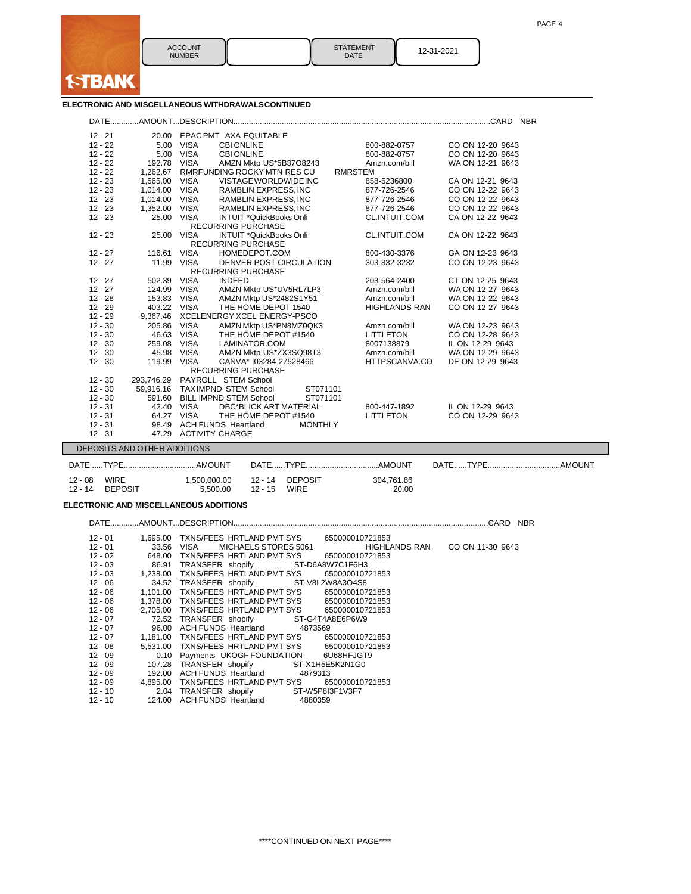1STBANK

| ACCOUNT NUMBER | | STATEMENT DATE | 12-31-2021 |
|---|---|---|---|

## ELECTRONIC AND MISCELLANEOUS WITHDRAWALS CONTINUED

| DATE | AMOUNT | DESCRIPTION | | | CARD NBR |
|---|---|---|---|---|---|
| 12 - 21 | 20.00 | EPAC PMT AXA EQUITABLE | | | |
| 12 - 22 | 5.00 | VISA | CBI ONLINE | 800-882-0757 | CO ON 12-20 9643 |
| 12 - 22 | 5.00 | VISA | CBI ONLINE | 800-882-0757 | CO ON 12-20 9643 |
| 12 - 22 | 192.78 | VISA | AMZN Mktp US*5B37O8243 | Amzn.com/bill | WA ON 12-21 9643 |
| 12 - 22 | 1,262.67 | RMRFUNDING ROCKY MTN RES CU | | RMRSTEM | |
| 12 - 23 | 1,565.00 | VISA | VISTAGEWORLDWIDEINC | 858-5236800 | CA ON 12-21 9643 |
| 12 - 23 | 1,014.00 | VISA | RAMBLIN EXPRESS, INC | 877-726-2546 | CO ON 12-22 9643 |
| 12 - 23 | 1,014.00 | VISA | RAMBLIN EXPRESS, INC | 877-726-2546 | CO ON 12-22 9643 |
| 12 - 23 | 1,352.00 | VISA | RAMBLIN EXPRESS, INC | 877-726-2546 | CO ON 12-22 9643 |
| 12 - 23 | 25.00 | VISA | INTUIT *QuickBooks Onli RECURRING PURCHASE | CL.INTUIT.COM | CA ON 12-22 9643 |
| 12 - 23 | 25.00 | VISA | INTUIT *QuickBooks Onli RECURRING PURCHASE | CL.INTUIT.COM | CA ON 12-22 9643 |
| 12 - 27 | 116.61 | VISA | HOMEDEPOT.COM | 800-430-3376 | GA ON 12-23 9643 |
| 12 - 27 | 11.99 | VISA | DENVER POST CIRCULATION RECURRING PURCHASE | 303-832-3232 | CO ON 12-23 9643 |
| 12 - 27 | 502.39 | VISA | INDEED | 203-564-2400 | CT ON 12-25 9643 |
| 12 - 27 | 124.99 | VISA | AMZN Mktp US*UV5RL7LP3 | Amzn.com/bill | WA ON 12-27 9643 |
| 12 - 28 | 153.83 | VISA | AMZN Mktp US*2482S1Y51 | Amzn.com/bill | WA ON 12-22 9643 |
| 12 - 29 | 403.22 | VISA | THE HOME DEPOT 1540 | HIGHLANDS RAN | CO ON 12-27 9643 |
| 12 - 29 | 9,367.46 | XCELENERGY XCEL ENERGY-PSCO | | | |
| 12 - 30 | 205.86 | VISA | AMZN Mktp US*PN8MZ0QK3 | Amzn.com/bill | WA ON 12-23 9643 |
| 12 - 30 | 46.63 | VISA | THE HOME DEPOT #1540 | LITTLETON | CO ON 12-28 9643 |
| 12 - 30 | 259.08 | VISA | LAMINATOR.COM | 8007138879 | IL ON 12-29 9643 |
| 12 - 30 | 45.98 | VISA | AMZN Mktp US*ZX3SQ98T3 | Amzn.com/bill | WA ON 12-29 9643 |
| 12 - 30 | 119.99 | VISA | CANVA* I03284-27528466 RECURRING PURCHASE | HTTPSCANVA.CO | DE ON 12-29 9643 |
| 12 - 30 | 293,746.29 | PAYROLL STEM School | | | |
| 12 - 30 | 59,916.16 | TAXIMPND STEM School | ST071101 | | |
| 12 - 30 | 591.60 | BILL IMPND STEM School | ST071101 | | |
| 12 - 31 | 42.40 | VISA | DBC*BLICK ART MATERIAL | 800-447-1892 | IL ON 12-29 9643 |
| 12 - 31 | 64.27 | VISA | THE HOME DEPOT #1540 | LITTLETON | CO ON 12-29 9643 |
| 12 - 31 | 98.49 | ACH FUNDS Heartland | MONTHLY | | |
| 12 - 31 | 47.29 | ACTIVITY CHARGE | | | |

## DEPOSITS AND OTHER ADDITIONS

| DATE | TYPE | AMOUNT | DATE | TYPE | AMOUNT | DATE | TYPE | AMOUNT |
|---|---|---|---|---|---|---|---|---|
| 12 - 08 | WIRE | 1,500,000.00 | 12 - 14 | DEPOSIT | 304,761.86 | | | |
| 12 - 14 | DEPOSIT | 5,500.00 | 12 - 15 | WIRE | 20.00 | | | |

## ELECTRONIC AND MISCELLANEOUS ADDITIONS

| DATE | AMOUNT | DESCRIPTION | | | CARD NBR |
|---|---|---|---|---|---|
| 12 - 01 | 1,695.00 | TXNS/FEES HRTLAND PMT SYS | 650000010721853 | | |
| 12 - 01 | 33.56 | VISA MICHAELS STORES 5061 | | HIGHLANDS RAN | CO ON 11-30 9643 |
| 12 - 02 | 648.00 | TXNS/FEES HRTLAND PMT SYS | 650000010721853 | | |
| 12 - 03 | 86.91 | TRANSFER shopify | ST-D6A8W7C1F6H3 | | |
| 12 - 03 | 1,238.00 | TXNS/FEES HRTLAND PMT SYS | 650000010721853 | | |
| 12 - 06 | 34.52 | TRANSFER shopify | ST-V8L2W8A3O4S8 | | |
| 12 - 06 | 1,101.00 | TXNS/FEES HRTLAND PMT SYS | 650000010721853 | | |
| 12 - 06 | 1,378.00 | TXNS/FEES HRTLAND PMT SYS | 650000010721853 | | |
| 12 - 06 | 2,705.00 | TXNS/FEES HRTLAND PMT SYS | 650000010721853 | | |
| 12 - 07 | 72.52 | TRANSFER shopify | ST-G4T4A8E6P6W9 | | |
| 12 - 07 | 96.00 | ACH FUNDS Heartland | 4873569 | | |
| 12 - 07 | 1,181.00 | TXNS/FEES HRTLAND PMT SYS | 650000010721853 | | |
| 12 - 08 | 5,531.00 | TXNS/FEES HRTLAND PMT SYS | 650000010721853 | | |
| 12 - 09 | 0.10 | Payments UKOGF FOUNDATION | 6U68HFJGT9 | | |
| 12 - 09 | 107.28 | TRANSFER shopify | ST-X1H5E5K2N1G0 | | |
| 12 - 09 | 192.00 | ACH FUNDS Heartland | 4879313 | | |
| 12 - 09 | 4,895.00 | TXNS/FEES HRTLAND PMT SYS | 650000010721853 | | |
| 12 - 10 | 2.04 | TRANSFER shopify | ST-W5P8I3F1V3F7 | | |
| 12 - 10 | 124.00 | ACH FUNDS Heartland | 4880359 | | |

****CONTINUED ON NEXT PAGE****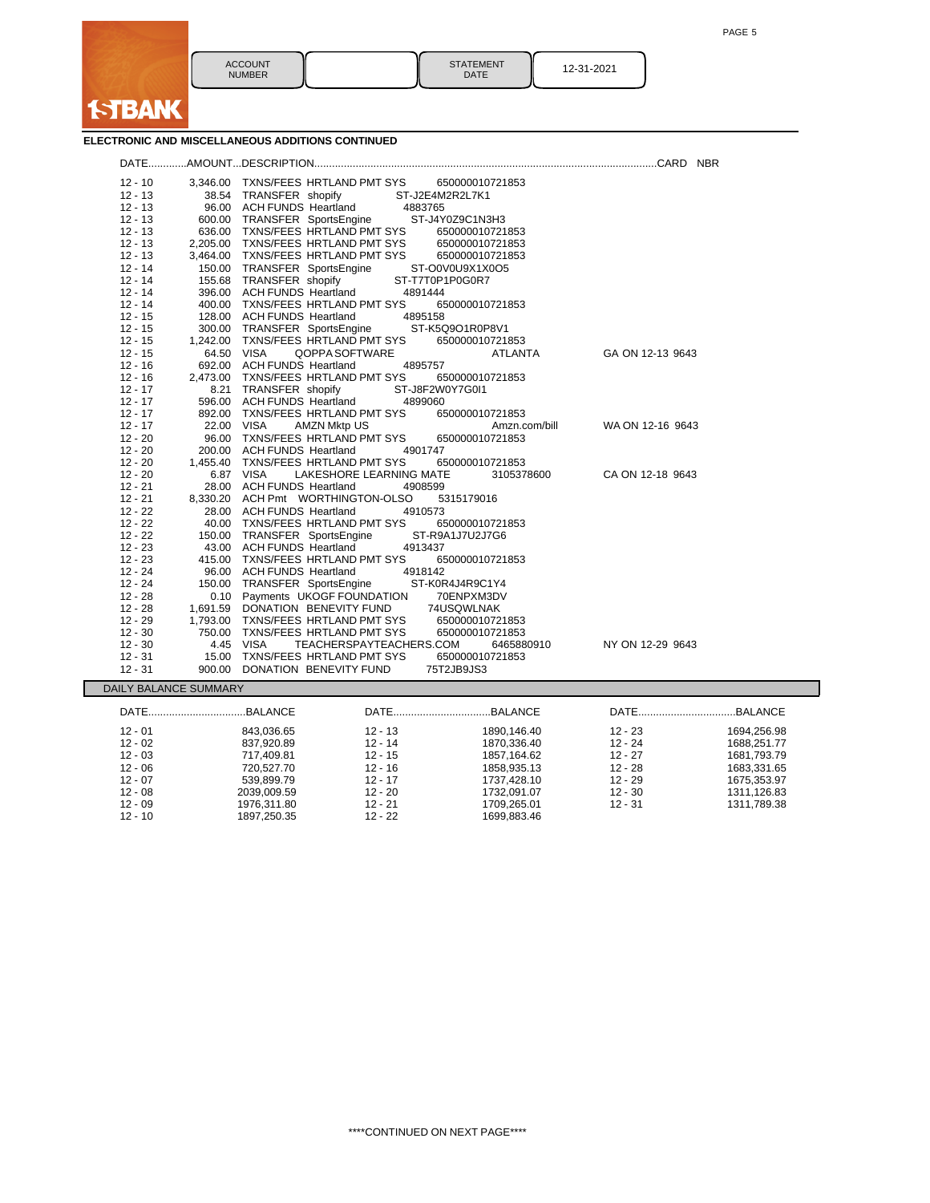| ACCOUNT NUMBER | | STATEMENT DATE | 12-31-2021 |
|---|---|---|---|

1STBANK

## ELECTRONIC AND MISCELLANEOUS ADDITIONS CONTINUED

| DATE | AMOUNT | DESCRIPTION | | | CARD NBR |
|---|---|---|---|---|---|
| 12 - 10 | 3,346.00 | TXNS/FEES HRTLAND PMT SYS | 650000010721853 | | |
| 12 - 13 | 38.54 | TRANSFER shopify | ST-J2E4M2R2L7K1 | | |
| 12 - 13 | 96.00 | ACH FUNDS Heartland | 4883765 | | |
| 12 - 13 | 600.00 | TRANSFER SportsEngine | ST-J4Y0Z9C1N3H3 | | |
| 12 - 13 | 636.00 | TXNS/FEES HRTLAND PMT SYS | 650000010721853 | | |
| 12 - 13 | 2,205.00 | TXNS/FEES HRTLAND PMT SYS | 650000010721853 | | |
| 12 - 13 | 3,464.00 | TXNS/FEES HRTLAND PMT SYS | 650000010721853 | | |
| 12 - 14 | 150.00 | TRANSFER SportsEngine | ST-O0V0U9X1X0O5 | | |
| 12 - 14 | 155.68 | TRANSFER shopify | ST-T7T0P1P0G0R7 | | |
| 12 - 14 | 396.00 | ACH FUNDS Heartland | 4891444 | | |
| 12 - 14 | 400.00 | TXNS/FEES HRTLAND PMT SYS | 650000010721853 | | |
| 12 - 15 | 128.00 | ACH FUNDS Heartland | 4895158 | | |
| 12 - 15 | 300.00 | TRANSFER SportsEngine | ST-K5Q9O1R0P8V1 | | |
| 12 - 15 | 1,242.00 | TXNS/FEES HRTLAND PMT SYS | 650000010721853 | | |
| 12 - 15 | 64.50 | VISA QOPPA SOFTWARE | | ATLANTA | GA ON 12-13 9643 |
| 12 - 16 | 692.00 | ACH FUNDS Heartland | 4895757 | | |
| 12 - 16 | 2,473.00 | TXNS/FEES HRTLAND PMT SYS | 650000010721853 | | |
| 12 - 17 | 8.21 | TRANSFER shopify | ST-J8F2W0Y7G0I1 | | |
| 12 - 17 | 596.00 | ACH FUNDS Heartland | 4899060 | | |
| 12 - 17 | 892.00 | TXNS/FEES HRTLAND PMT SYS | 650000010721853 | | |
| 12 - 17 | 22.00 | VISA AMZN Mktp US | | Amzn.com/bill | WA ON 12-16 9643 |
| 12 - 20 | 96.00 | TXNS/FEES HRTLAND PMT SYS | 650000010721853 | | |
| 12 - 20 | 200.00 | ACH FUNDS Heartland | 4901747 | | |
| 12 - 20 | 1,455.40 | TXNS/FEES HRTLAND PMT SYS | 650000010721853 | | |
| 12 - 20 | 6.87 | VISA LAKESHORE LEARNING MATE | | 3105378600 | CA ON 12-18 9643 |
| 12 - 21 | 28.00 | ACH FUNDS Heartland | 4908599 | | |
| 12 - 21 | 8,330.20 | ACH Pmt WORTHINGTON-OLSO | 5315179016 | | |
| 12 - 22 | 28.00 | ACH FUNDS Heartland | 4910573 | | |
| 12 - 22 | 40.00 | TXNS/FEES HRTLAND PMT SYS | 650000010721853 | | |
| 12 - 22 | 150.00 | TRANSFER SportsEngine | ST-R9A1J7U2J7G6 | | |
| 12 - 23 | 43.00 | ACH FUNDS Heartland | 4913437 | | |
| 12 - 23 | 415.00 | TXNS/FEES HRTLAND PMT SYS | 650000010721853 | | |
| 12 - 24 | 96.00 | ACH FUNDS Heartland | 4918142 | | |
| 12 - 24 | 150.00 | TRANSFER SportsEngine | ST-K0R4J4R9C1Y4 | | |
| 12 - 28 | 0.10 | Payments UKOGF FOUNDATION | 70ENPXM3DV | | |
| 12 - 28 | 1,691.59 | DONATION BENEVITY FUND | 74USQWLNAK | | |
| 12 - 29 | 1,793.00 | TXNS/FEES HRTLAND PMT SYS | 650000010721853 | | |
| 12 - 30 | 750.00 | TXNS/FEES HRTLAND PMT SYS | 650000010721853 | | |
| 12 - 30 | 4.45 | VISA TEACHERSPAYTEACHERS.COM | | 6465880910 | NY ON 12-29 9643 |
| 12 - 31 | 15.00 | TXNS/FEES HRTLAND PMT SYS | 650000010721853 | | |
| 12 - 31 | 900.00 | DONATION BENEVITY FUND | 75T2JB9JS3 | | |

## DAILY BALANCE SUMMARY

| DATE | BALANCE | DATE | BALANCE | DATE | BALANCE |
|---|---|---|---|---|---|
| 12 - 01 | 843,036.65 | 12 - 13 | 1890,146.40 | 12 - 23 | 1694,256.98 |
| 12 - 02 | 837,920.89 | 12 - 14 | 1870,336.40 | 12 - 24 | 1688,251.77 |
| 12 - 03 | 717,409.81 | 12 - 15 | 1857,164.62 | 12 - 27 | 1681,793.79 |
| 12 - 06 | 720,527.70 | 12 - 16 | 1858,935.13 | 12 - 28 | 1683,331.65 |
| 12 - 07 | 539,899.79 | 12 - 17 | 1737,428.10 | 12 - 29 | 1675,353.97 |
| 12 - 08 | 2039,009.59 | 12 - 20 | 1732,091.07 | 12 - 30 | 1311,126.83 |
| 12 - 09 | 1976,311.80 | 12 - 21 | 1709,265.01 | 12 - 31 | 1311,789.38 |
| 12 - 10 | 1897,250.35 | 12 - 22 | 1699,883.46 | | |

****CONTINUED ON NEXT PAGE****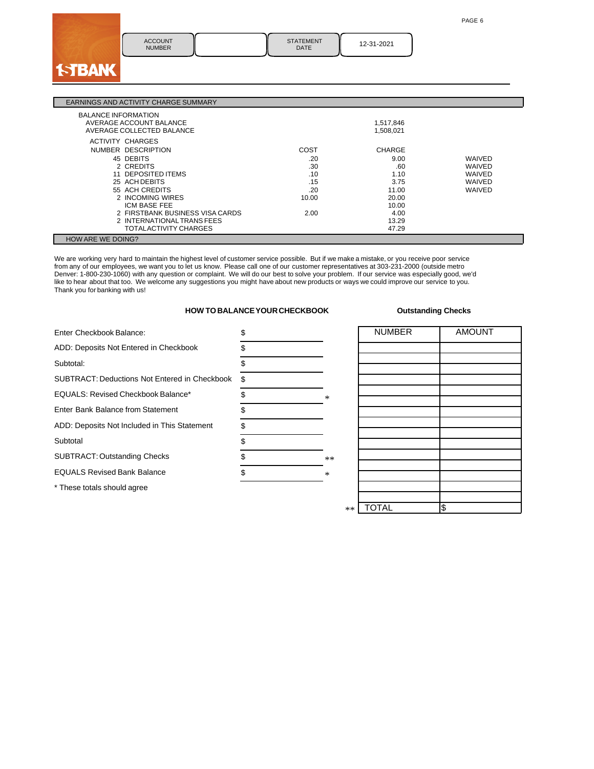| ACCOUNT NUMBER | | STATEMENT DATE | 12-31-2021 |
|---|---|---|---|

## EARNINGS AND ACTIVITY CHARGE SUMMARY

BALANCE INFORMATION

| | |
|---|---|
| AVERAGE ACCOUNT BALANCE | 1,517,846 |
| AVERAGE COLLECTED BALANCE | 1,508,021 |

ACTIVITY CHARGES

| NUMBER | DESCRIPTION | COST | CHARGE | |
|---|---|---|---|---|
| 45 | DEBITS | .20 | 9.00 | WAIVED |
| 2 | CREDITS | .30 | .60 | WAIVED |
| 11 | DEPOSITED ITEMS | .10 | 1.10 | WAIVED |
| 25 | ACH DEBITS | .15 | 3.75 | WAIVED |
| 55 | ACH CREDITS | .20 | 11.00 | WAIVED |
| 2 | INCOMING WIRES | 10.00 | 20.00 | |
| | ICM BASE FEE | | 10.00 | |
| 2 | FIRSTBANK BUSINESS VISA CARDS | 2.00 | 4.00 | |
| 2 | INTERNATIONAL TRANS FEES | | 13.29 | |
| | TOTAL ACTIVITY CHARGES | | 47.29 | |

## HOW ARE WE DOING?

We are working very hard to maintain the highest level of customer service possible. But if we make a mistake, or you receive poor service from any of our employees, we want you to let us know. Please call one of our customer representatives at 303-231-2000 (outside metro Denver: 1-800-230-1060) with any question or complaint. We will do our best to solve your problem. If our service was especially good, we'd like to hear about that too. We welcome any suggestions you might have about new products or ways we could improve our service to you. Thank you for banking with us!

### HOW TO BALANCE YOUR CHECKBOOK

| | | |
|---|---|---|
| Enter Checkbook Balance: | $ | |
| ADD: Deposits Not Entered in Checkbook | $ | |
| Subtotal: | $ | |
| SUBTRACT: Deductions Not Entered in Checkbook | $ | |
| EQUALS: Revised Checkbook Balance* | $ | * |
| Enter Bank Balance from Statement | $ | |
| ADD: Deposits Not Included in This Statement | $ | |
| Subtotal | $ | |
| SUBTRACT: Outstanding Checks | $ | ** |
| EQUALS Revised Bank Balance | $ | * |

* These totals should agree

### Outstanding Checks

| NUMBER | AMOUNT |
|---|---|
| | |
| | |
| | |
| | |
| | |
| | |
| | |
| | |
| | |
| | |
| | |
| | |
| | |
| | |
| | |
| ** TOTAL | $ |